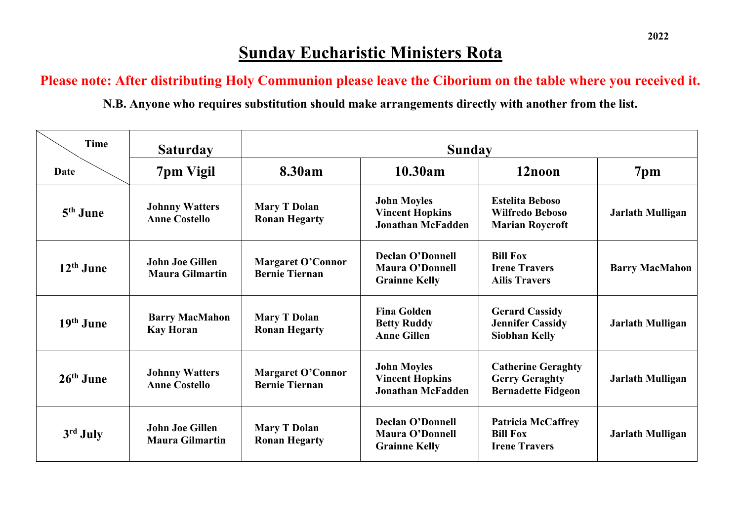2022

# Sunday Eucharistic Ministers Rota

**Please note: After distributing Holy Communion please leave the Ciborium on the table where you received it.**

**N.B. Anyone who requires substitution should make arrangements directly with another from the list.**

| Time / Date | Saturday | Sunday | | | |
|---|---|---|---|---|---|
| | **7pm Vigil** | **8.30am** | **10.30am** | **12noon** | **7pm** |
| **5th June** | Johnny Watters<br>Anne Costello | Mary T Dolan<br>Ronan Hegarty | John Moyles<br>Vincent Hopkins<br>Jonathan McFadden | Estelita Beboso<br>Wilfredo Beboso<br>Marian Roycroft | Jarlath Mulligan |
| **12th June** | John Joe Gillen<br>Maura Gilmartin | Margaret O'Connor<br>Bernie Tiernan | Declan O'Donnell<br>Maura O'Donnell<br>Grainne Kelly | Bill Fox<br>Irene Travers<br>Ailis Travers | Barry MacMahon |
| **19th June** | Barry MacMahon<br>Kay Horan | Mary T Dolan<br>Ronan Hegarty | Fina Golden<br>Betty Ruddy<br>Anne Gillen | Gerard Cassidy<br>Jennifer Cassidy<br>Siobhan Kelly | Jarlath Mulligan |
| **26th June** | Johnny Watters<br>Anne Costello | Margaret O'Connor<br>Bernie Tiernan | John Moyles<br>Vincent Hopkins<br>Jonathan McFadden | Catherine Geraghty<br>Gerry Geraghty<br>Bernadette Fidgeon | Jarlath Mulligan |
| **3rd July** | John Joe Gillen<br>Maura Gilmartin | Mary T Dolan<br>Ronan Hegarty | Declan O'Donnell<br>Maura O'Donnell<br>Grainne Kelly | Patricia McCaffrey<br>Bill Fox<br>Irene Travers | Jarlath Mulligan |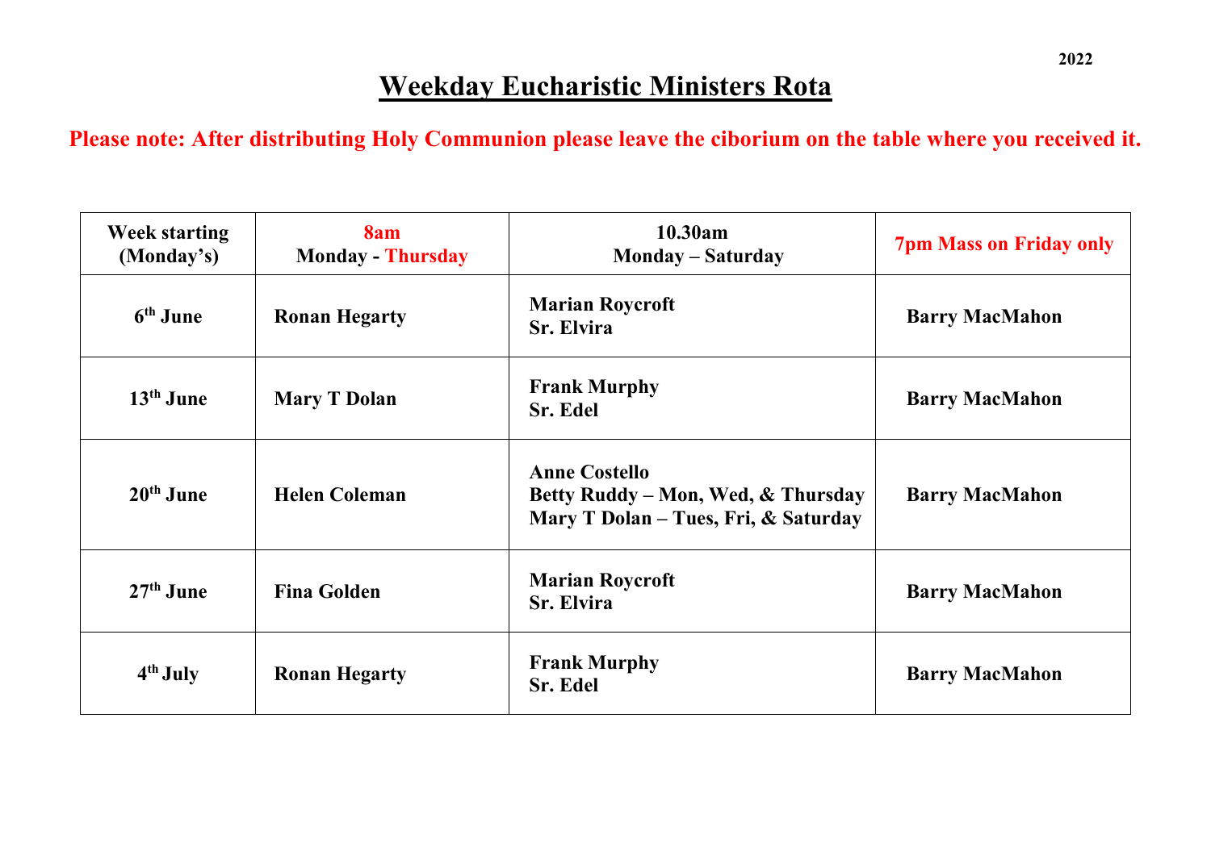2022

# Weekday Eucharistic Ministers Rota

**Please note: After distributing Holy Communion please leave the ciborium on the table where you received it.**

| Week starting (Monday's) | 8am Monday - Thursday | 10.30am Monday – Saturday | 7pm Mass on Friday only |
|---|---|---|---|
| 6th June | Ronan Hegarty | Marian Roycroft<br>Sr. Elvira | Barry MacMahon |
| 13th June | Mary T Dolan | Frank Murphy<br>Sr. Edel | Barry MacMahon |
| 20th June | Helen Coleman | Anne Costello<br>Betty Ruddy – Mon, Wed, & Thursday<br>Mary T Dolan – Tues, Fri, & Saturday | Barry MacMahon |
| 27th June | Fina Golden | Marian Roycroft<br>Sr. Elvira | Barry MacMahon |
| 4th July | Ronan Hegarty | Frank Murphy<br>Sr. Edel | Barry MacMahon |